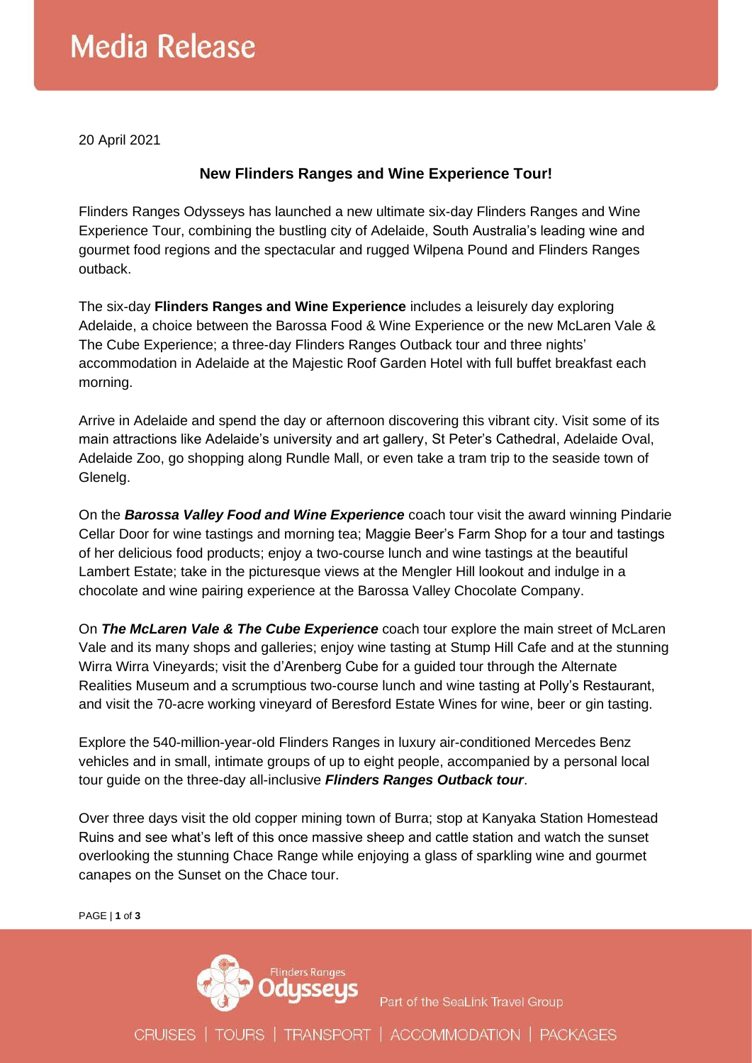# Media Release

20 April 2021

## New Flinders Ranges and Wine Experience Tour!

Flinders Ranges Odysseys has launched a new ultimate six-day Flinders Ranges and Wine Experience Tour, combining the bustling city of Adelaide, South Australia's leading wine and gourmet food regions and the spectacular and rugged Wilpena Pound and Flinders Ranges outback.

The six-day **Flinders Ranges and Wine Experience** includes a leisurely day exploring Adelaide, a choice between the Barossa Food & Wine Experience or the new McLaren Vale & The Cube Experience; a three-day Flinders Ranges Outback tour and three nights' accommodation in Adelaide at the Majestic Roof Garden Hotel with full buffet breakfast each morning.

Arrive in Adelaide and spend the day or afternoon discovering this vibrant city. Visit some of its main attractions like Adelaide's university and art gallery, St Peter's Cathedral, Adelaide Oval, Adelaide Zoo, go shopping along Rundle Mall, or even take a tram trip to the seaside town of Glenelg.

On the ***Barossa Valley Food and Wine Experience*** coach tour visit the award winning Pindarie Cellar Door for wine tastings and morning tea; Maggie Beer's Farm Shop for a tour and tastings of her delicious food products; enjoy a two-course lunch and wine tastings at the beautiful Lambert Estate; take in the picturesque views at the Mengler Hill lookout and indulge in a chocolate and wine pairing experience at the Barossa Valley Chocolate Company.

On ***The McLaren Vale & The Cube Experience*** coach tour explore the main street of McLaren Vale and its many shops and galleries; enjoy wine tasting at Stump Hill Cafe and at the stunning Wirra Wirra Vineyards; visit the d'Arenberg Cube for a guided tour through the Alternate Realities Museum and a scrumptious two-course lunch and wine tasting at Polly's Restaurant, and visit the 70-acre working vineyard of Beresford Estate Wines for wine, beer or gin tasting.

Explore the 540-million-year-old Flinders Ranges in luxury air-conditioned Mercedes Benz vehicles and in small, intimate groups of up to eight people, accompanied by a personal local tour guide on the three-day all-inclusive ***Flinders Ranges Outback tour***.

Over three days visit the old copper mining town of Burra; stop at Kanyaka Station Homestead Ruins and see what's left of this once massive sheep and cattle station and watch the sunset overlooking the stunning Chace Range while enjoying a glass of sparkling wine and gourmet canapes on the Sunset on the Chace tour.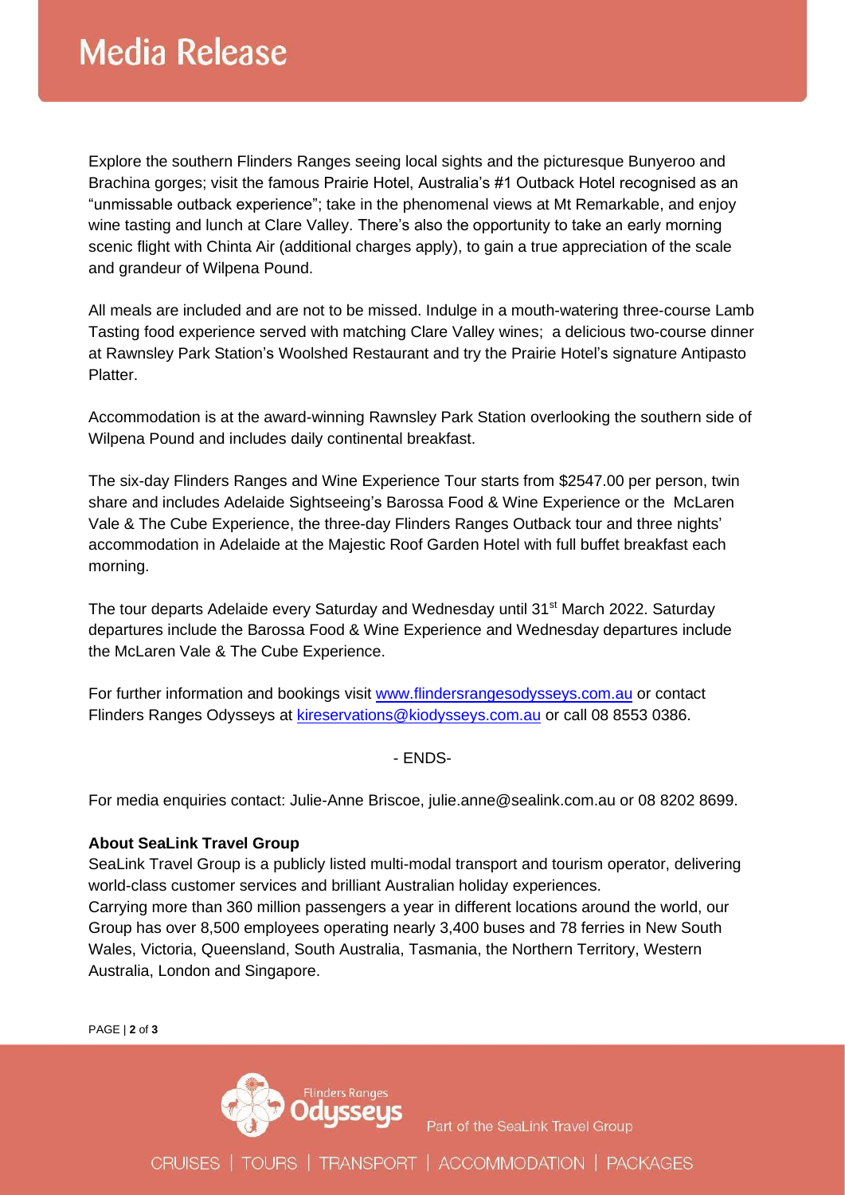# Media Release

Explore the southern Flinders Ranges seeing local sights and the picturesque Bunyeroo and Brachina gorges; visit the famous Prairie Hotel, Australia's #1 Outback Hotel recognised as an "unmissable outback experience"; take in the phenomenal views at Mt Remarkable, and enjoy wine tasting and lunch at Clare Valley. There's also the opportunity to take an early morning scenic flight with Chinta Air (additional charges apply), to gain a true appreciation of the scale and grandeur of Wilpena Pound.

All meals are included and are not to be missed. Indulge in a mouth-watering three-course Lamb Tasting food experience served with matching Clare Valley wines; a delicious two-course dinner at Rawnsley Park Station's Woolshed Restaurant and try the Prairie Hotel's signature Antipasto Platter.

Accommodation is at the award-winning Rawnsley Park Station overlooking the southern side of Wilpena Pound and includes daily continental breakfast.

The six-day Flinders Ranges and Wine Experience Tour starts from $2547.00 per person, twin share and includes Adelaide Sightseeing's Barossa Food & Wine Experience or the McLaren Vale & The Cube Experience, the three-day Flinders Ranges Outback tour and three nights' accommodation in Adelaide at the Majestic Roof Garden Hotel with full buffet breakfast each morning.

The tour departs Adelaide every Saturday and Wednesday until 31st March 2022. Saturday departures include the Barossa Food & Wine Experience and Wednesday departures include the McLaren Vale & The Cube Experience.

For further information and bookings visit www.flindersrangesodysseys.com.au or contact Flinders Ranges Odysseys at kireservations@kiodysseys.com.au or call 08 8553 0386.

- ENDS-

For media enquiries contact: Julie-Anne Briscoe, julie.anne@sealink.com.au or 08 8202 8699.

**About SeaLink Travel Group**

SeaLink Travel Group is a publicly listed multi-modal transport and tourism operator, delivering world-class customer services and brilliant Australian holiday experiences.

Carrying more than 360 million passengers a year in different locations around the world, our Group has over 8,500 employees operating nearly 3,400 buses and 78 ferries in New South Wales, Victoria, Queensland, South Australia, Tasmania, the Northern Territory, Western Australia, London and Singapore.

Flinders Ranges Odysseys — Part of the SeaLink Travel Group

CRUISES | TOURS | TRANSPORT | ACCOMMODATION | PACKAGES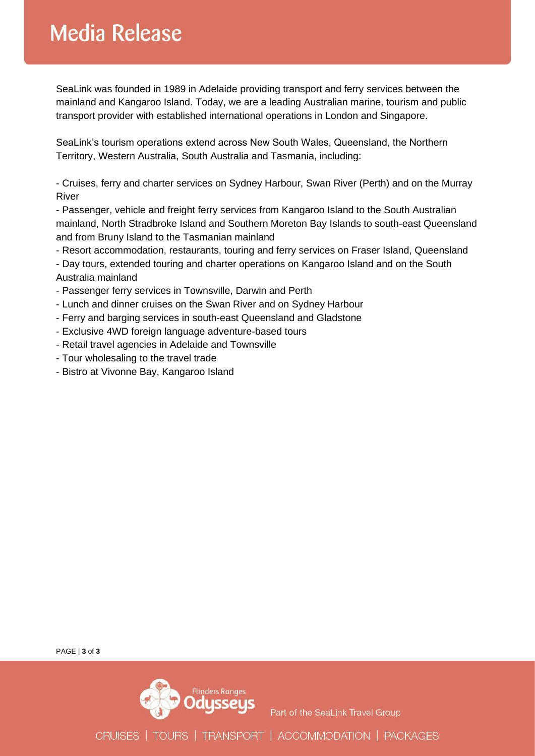SeaLink was founded in 1989 in Adelaide providing transport and ferry services between the mainland and Kangaroo Island. Today, we are a leading Australian marine, tourism and public transport provider with established international operations in London and Singapore.

SeaLink's tourism operations extend across New South Wales, Queensland, the Northern Territory, Western Australia, South Australia and Tasmania, including:

- Cruises, ferry and charter services on Sydney Harbour, Swan River (Perth) and on the Murray River
- Passenger, vehicle and freight ferry services from Kangaroo Island to the South Australian mainland, North Stradbroke Island and Southern Moreton Bay Islands to south-east Queensland and from Bruny Island to the Tasmanian mainland
- Resort accommodation, restaurants, touring and ferry services on Fraser Island, Queensland
- Day tours, extended touring and charter operations on Kangaroo Island and on the South Australia mainland
- Passenger ferry services in Townsville, Darwin and Perth
- Lunch and dinner cruises on the Swan River and on Sydney Harbour
- Ferry and barging services in south-east Queensland and Gladstone
- Exclusive 4WD foreign language adventure-based tours
- Retail travel agencies in Adelaide and Townsville
- Tour wholesaling to the travel trade
- Bistro at Vivonne Bay, Kangaroo Island